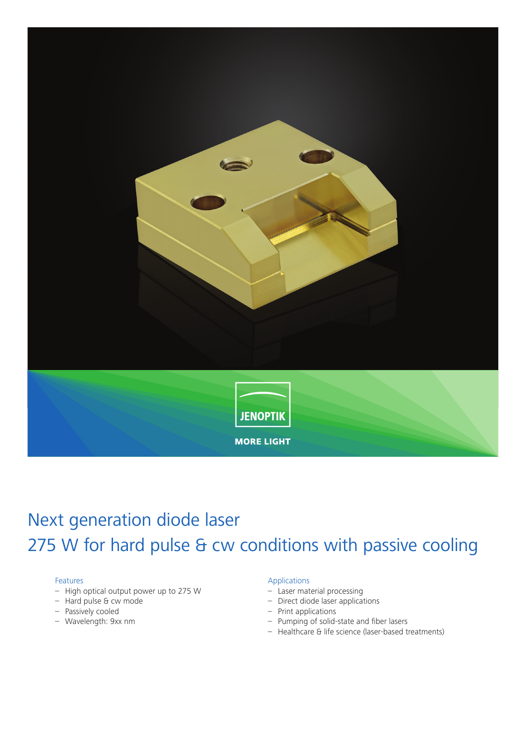JENOPTIK

MORE LIGHT

# Next generation diode laser
# 275 W for hard pulse & cw conditions with passive cooling

### Features

- High optical output power up to 275 W
- Hard pulse & cw mode
- Passively cooled
- Wavelength: 9xx nm

### Applications

- Laser material processing
- Direct diode laser applications
- Print applications
- Pumping of solid-state and fiber lasers
- Healthcare & life science (laser-based treatments)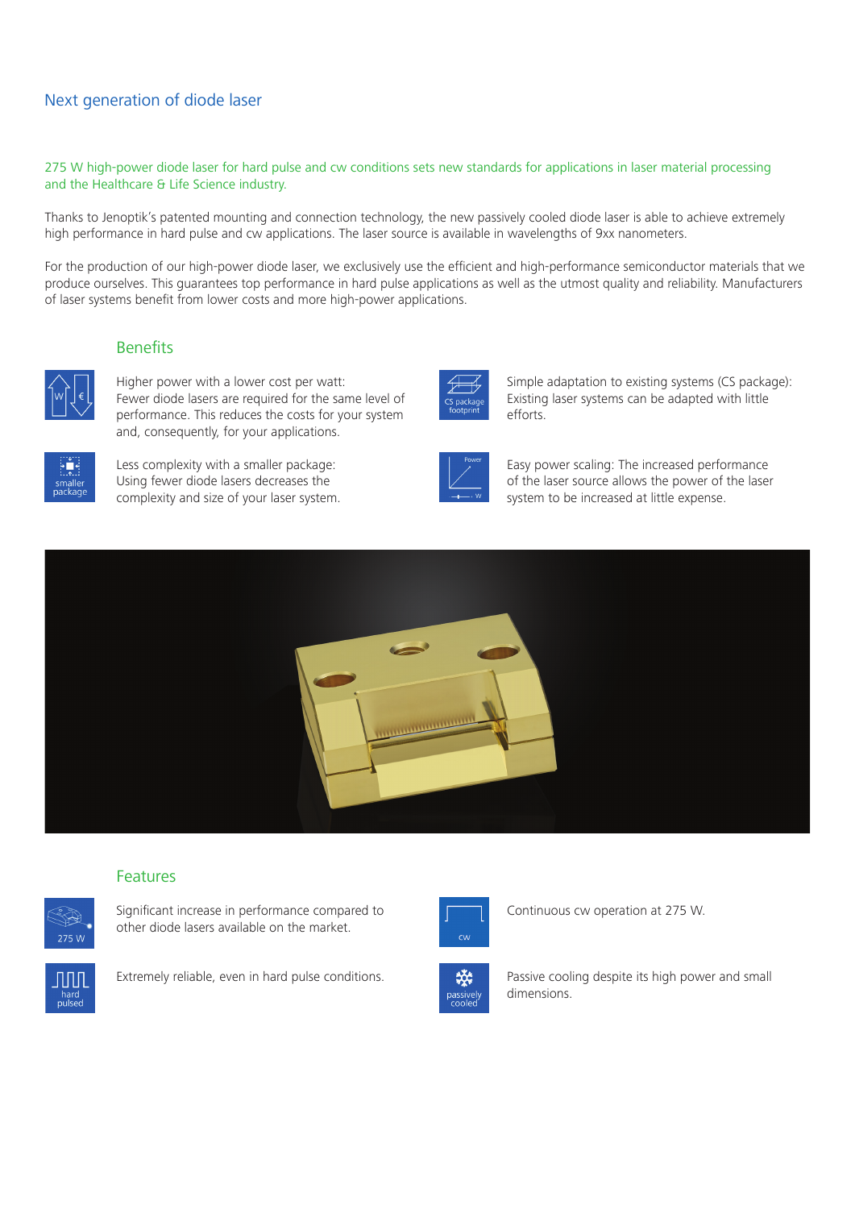## Next generation of diode laser

275 W high-power diode laser for hard pulse and cw conditions sets new standards for applications in laser material processing and the Healthcare & Life Science industry.

Thanks to Jenoptik's patented mounting and connection technology, the new passively cooled diode laser is able to achieve extremely high performance in hard pulse and cw applications. The laser source is available in wavelengths of 9xx nanometers.

For the production of our high-power diode laser, we exclusively use the efficient and high-performance semiconductor materials that we produce ourselves. This guarantees top performance in hard pulse applications as well as the utmost quality and reliability. Manufacturers of laser systems benefit from lower costs and more high-power applications.

### Benefits

Higher power with a lower cost per watt:
Fewer diode lasers are required for the same level of performance. This reduces the costs for your system and, consequently, for your applications.

Less complexity with a smaller package:
Using fewer diode lasers decreases the complexity and size of your laser system.

Simple adaptation to existing systems (CS package):
Existing laser systems can be adapted with little efforts.

Easy power scaling: The increased performance of the laser source allows the power of the laser system to be increased at little expense.

### Features

Significant increase in performance compared to other diode lasers available on the market.

Extremely reliable, even in hard pulse conditions.

Continuous cw operation at 275 W.

Passive cooling despite its high power and small dimensions.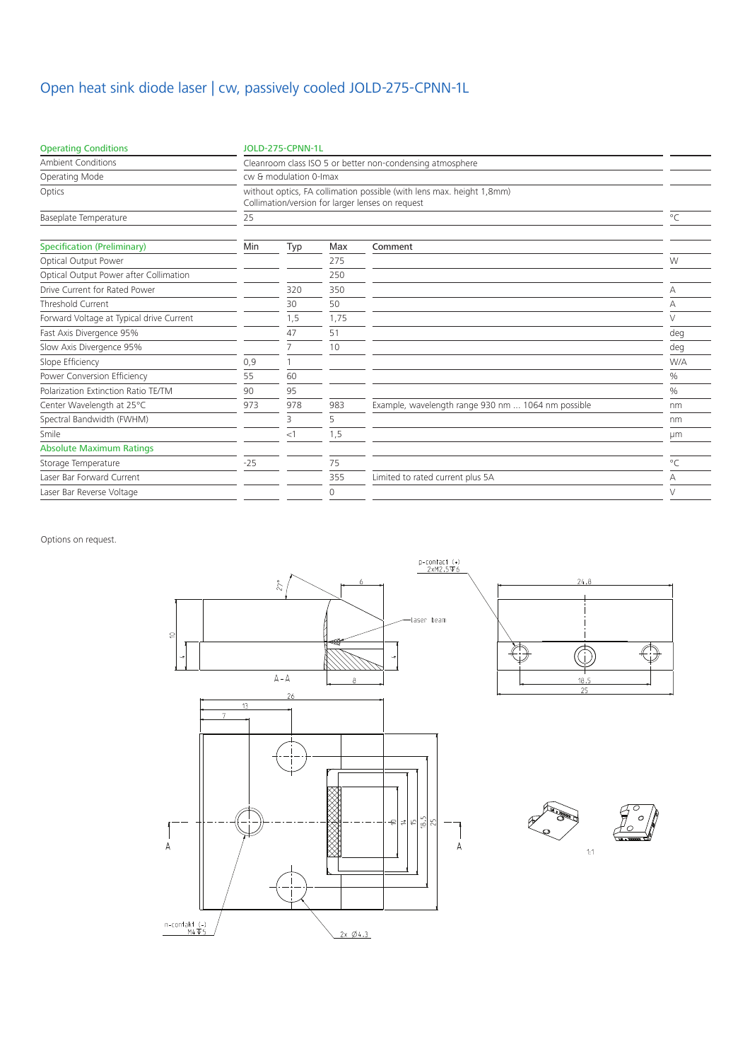# Open heat sink diode laser | cw, passively cooled JOLD-275-CPNN-1L

| Operating Conditions | JOLD-275-CPNN-1L | |
|---|---|---|
| Ambient Conditions | Cleanroom class ISO 5 or better non-condensing atmosphere | |
| Operating Mode | cw & modulation 0-Imax | |
| Optics | without optics, FA collimation possible (with lens max. height 1,8mm) Collimation/version for larger lenses on request | |
| Baseplate Temperature | 25 | °C |

| Specification (Preliminary) | Min | Typ | Max | Comment | |
|---|---|---|---|---|---|
| Optical Output Power | | | 275 | | W |
| Optical Output Power after Collimation | | | 250 | | |
| Drive Current for Rated Power | | 320 | 350 | | A |
| Threshold Current | | 30 | 50 | | A |
| Forward Voltage at Typical drive Current | | 1,5 | 1,75 | | V |
| Fast Axis Divergence 95% | | 47 | 51 | | deg |
| Slow Axis Divergence 95% | | 7 | 10 | | deg |
| Slope Efficiency | 0,9 | 1 | | | W/A |
| Power Conversion Efficiency | 55 | 60 | | | % |
| Polarization Extinction Ratio TE/TM | 90 | 95 | | | % |
| Center Wavelength at 25°C | 973 | 978 | 983 | Example, wavelength range 930 nm ... 1064 nm possible | nm |
| Spectral Bandwidth (FWHM) | | 3 | 5 | | nm |
| Smile | | <1 | 1,5 | | µm |
| **Absolute Maximum Ratings** | | | | | |
| Storage Temperature | -25 | | 75 | | °C |
| Laser Bar Forward Current | | | 355 | Limited to rated current plus 5A | A |
| Laser Bar Reverse Voltage | | | 0 | | V |

Options on request.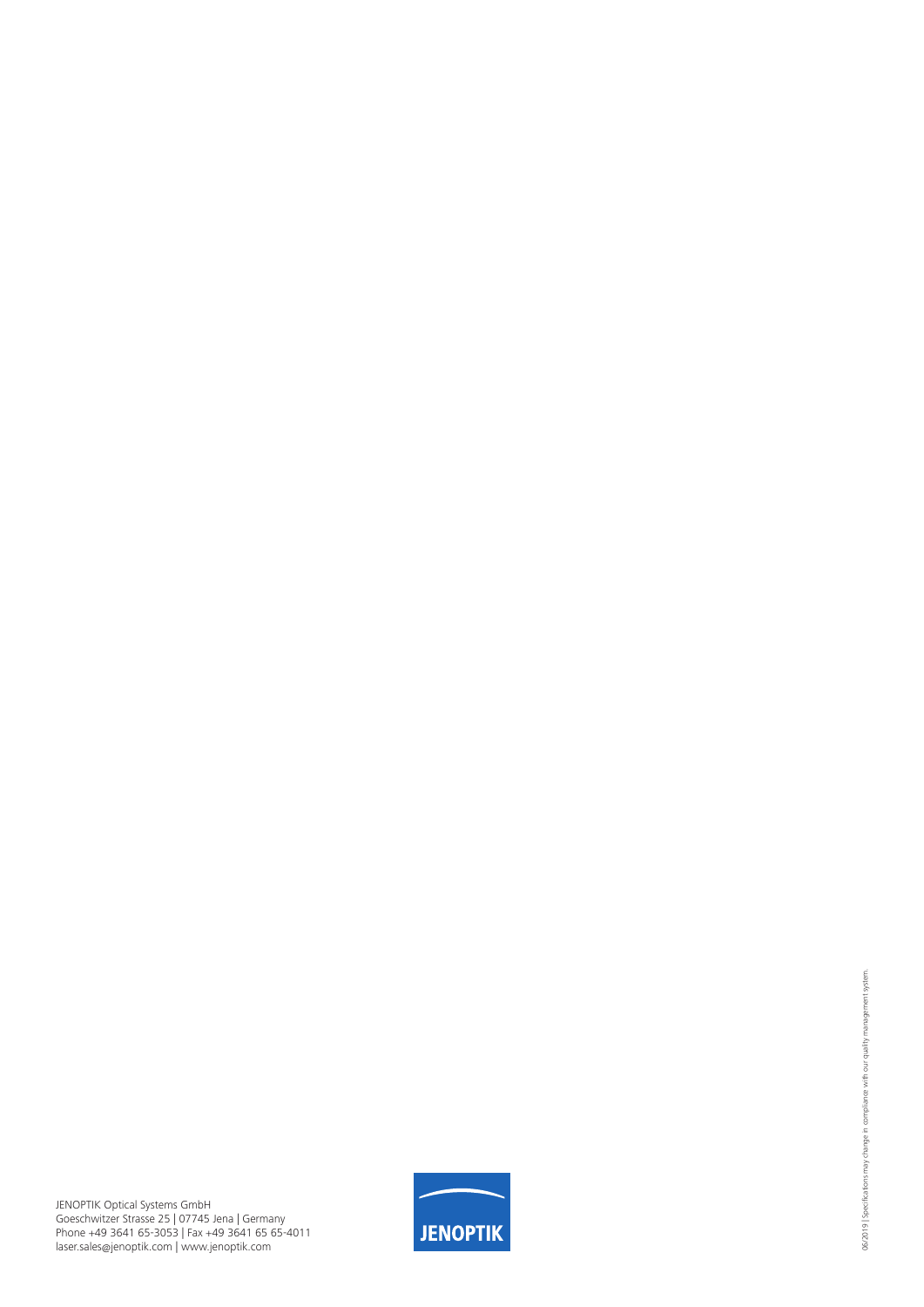JENOPTIK Optical Systems GmbH
Goeschwitzer Strasse 25 | 07745 Jena | Germany
Phone +49 3641 65-3053 | Fax +49 3641 65 65-4011
laser.sales@jenoptik.com | www.jenoptik.com

JENOPTIK

06/2019 | Specifications may change in compliance with our quality management system.